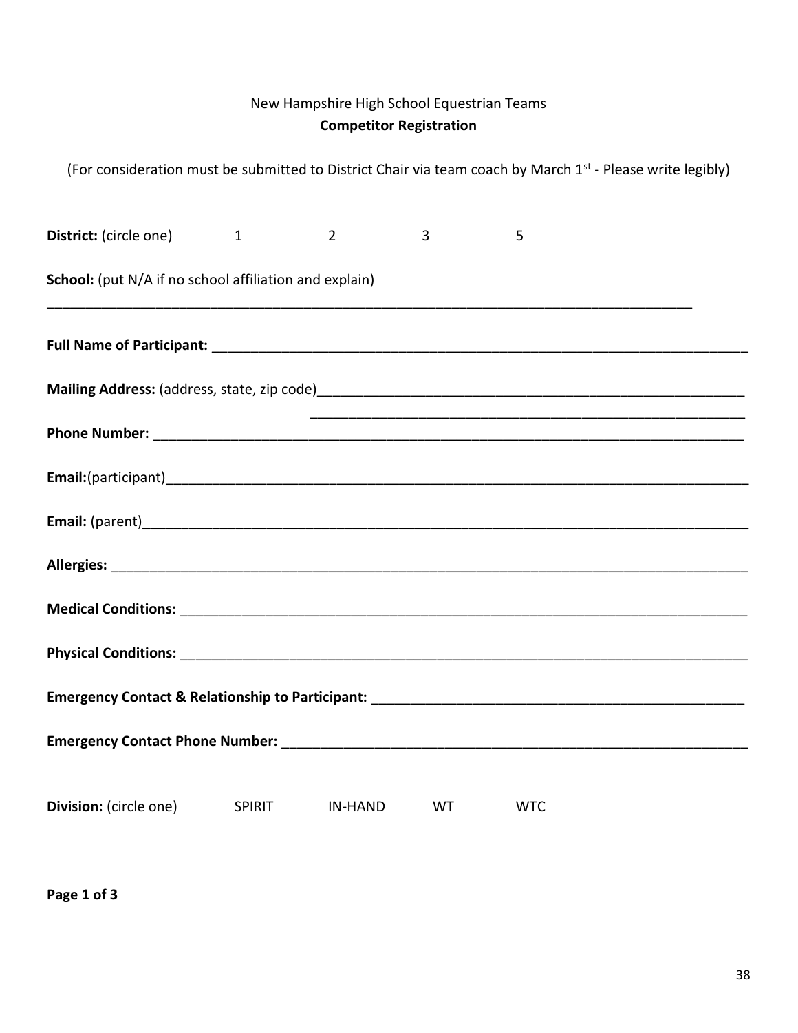New Hampshire High School Equestrian Teams

**Competitor Registration**

(For consideration must be submitted to District Chair via team coach by March 1st - Please write legibly)

**District:** (circle one) 1 2 3 5

**School:** (put N/A if no school affiliation and explain)

\_\_\_\_\_\_\_\_\_\_\_\_\_\_\_\_\_\_\_\_\_\_\_\_\_\_\_\_\_\_\_\_\_\_\_\_\_\_\_\_\_\_\_\_\_\_\_\_\_\_\_\_\_\_\_\_\_\_\_\_\_\_\_\_\_\_\_\_\_\_\_\_\_\_\_\_\_\_

**Full Name of Participant:** \_\_\_\_\_\_\_\_\_\_\_\_\_\_\_\_\_\_\_\_\_\_\_\_\_\_\_\_\_\_\_\_\_\_\_\_\_\_\_\_\_\_\_\_\_\_\_\_\_\_\_\_\_\_\_\_\_\_\_\_

**Mailing Address:** (address, state, zip code)\_\_\_\_\_\_\_\_\_\_\_\_\_\_\_\_\_\_\_\_\_\_\_\_\_\_\_\_\_\_\_\_\_\_\_\_\_\_\_\_\_\_\_\_\_\_\_\_

\_\_\_\_\_\_\_\_\_\_\_\_\_\_\_\_\_\_\_\_\_\_\_\_\_\_\_\_\_\_\_\_\_\_\_\_\_\_\_\_\_\_\_\_\_\_\_\_\_\_

**Phone Number:** \_\_\_\_\_\_\_\_\_\_\_\_\_\_\_\_\_\_\_\_\_\_\_\_\_\_\_\_\_\_\_\_\_\_\_\_\_\_\_\_\_\_\_\_\_\_\_\_\_\_\_\_\_\_\_\_\_\_\_\_\_\_\_\_\_\_

**Email:**(participant)\_\_\_\_\_\_\_\_\_\_\_\_\_\_\_\_\_\_\_\_\_\_\_\_\_\_\_\_\_\_\_\_\_\_\_\_\_\_\_\_\_\_\_\_\_\_\_\_\_\_\_\_\_\_\_\_\_\_\_\_\_\_\_\_

**Email:** (parent)\_\_\_\_\_\_\_\_\_\_\_\_\_\_\_\_\_\_\_\_\_\_\_\_\_\_\_\_\_\_\_\_\_\_\_\_\_\_\_\_\_\_\_\_\_\_\_\_\_\_\_\_\_\_\_\_\_\_\_\_\_\_\_\_\_\_\_

**Allergies:** \_\_\_\_\_\_\_\_\_\_\_\_\_\_\_\_\_\_\_\_\_\_\_\_\_\_\_\_\_\_\_\_\_\_\_\_\_\_\_\_\_\_\_\_\_\_\_\_\_\_\_\_\_\_\_\_\_\_\_\_\_\_\_\_\_\_\_\_\_\_\_

**Medical Conditions:** \_\_\_\_\_\_\_\_\_\_\_\_\_\_\_\_\_\_\_\_\_\_\_\_\_\_\_\_\_\_\_\_\_\_\_\_\_\_\_\_\_\_\_\_\_\_\_\_\_\_\_\_\_\_\_\_\_\_\_\_\_\_\_

**Physical Conditions:** \_\_\_\_\_\_\_\_\_\_\_\_\_\_\_\_\_\_\_\_\_\_\_\_\_\_\_\_\_\_\_\_\_\_\_\_\_\_\_\_\_\_\_\_\_\_\_\_\_\_\_\_\_\_\_\_\_\_\_\_\_\_\_

**Emergency Contact & Relationship to Participant:** \_\_\_\_\_\_\_\_\_\_\_\_\_\_\_\_\_\_\_\_\_\_\_\_\_\_\_\_\_\_\_\_\_\_\_\_\_\_\_\_\_

**Emergency Contact Phone Number:** \_\_\_\_\_\_\_\_\_\_\_\_\_\_\_\_\_\_\_\_\_\_\_\_\_\_\_\_\_\_\_\_\_\_\_\_\_\_\_\_\_\_\_\_\_\_\_\_\_\_\_

**Division:** (circle one) SPIRIT IN-HAND WT WTC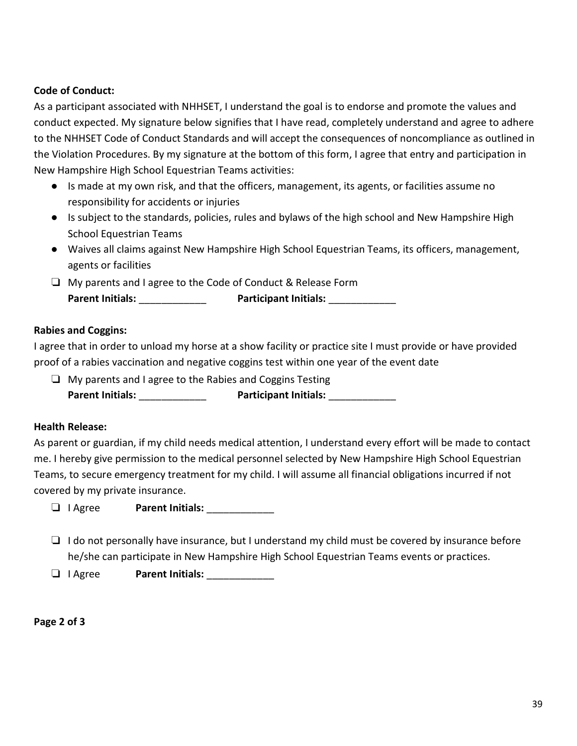**Code of Conduct:**

As a participant associated with NHHSET, I understand the goal is to endorse and promote the values and conduct expected. My signature below signifies that I have read, completely understand and agree to adhere to the NHHSET Code of Conduct Standards and will accept the consequences of noncompliance as outlined in the Violation Procedures. By my signature at the bottom of this form, I agree that entry and participation in New Hampshire High School Equestrian Teams activities:

- Is made at my own risk, and that the officers, management, its agents, or facilities assume no responsibility for accidents or injuries
- Is subject to the standards, policies, rules and bylaws of the high school and New Hampshire High School Equestrian Teams
- Waives all claims against New Hampshire High School Equestrian Teams, its officers, management, agents or facilities

❑ My parents and I agree to the Code of Conduct & Release Form
**Parent Initials:** ____________ **Participant Initials:** ____________

**Rabies and Coggins:**

I agree that in order to unload my horse at a show facility or practice site I must provide or have provided proof of a rabies vaccination and negative coggins test within one year of the event date

❑ My parents and I agree to the Rabies and Coggins Testing
**Parent Initials:** ____________ **Participant Initials:** ____________

**Health Release:**

As parent or guardian, if my child needs medical attention, I understand every effort will be made to contact me. I hereby give permission to the medical personnel selected by New Hampshire High School Equestrian Teams, to secure emergency treatment for my child. I will assume all financial obligations incurred if not covered by my private insurance.

❑ I Agree **Parent Initials:** ____________

❑ I do not personally have insurance, but I understand my child must be covered by insurance before he/she can participate in New Hampshire High School Equestrian Teams events or practices.

❑ I Agree **Parent Initials:** ____________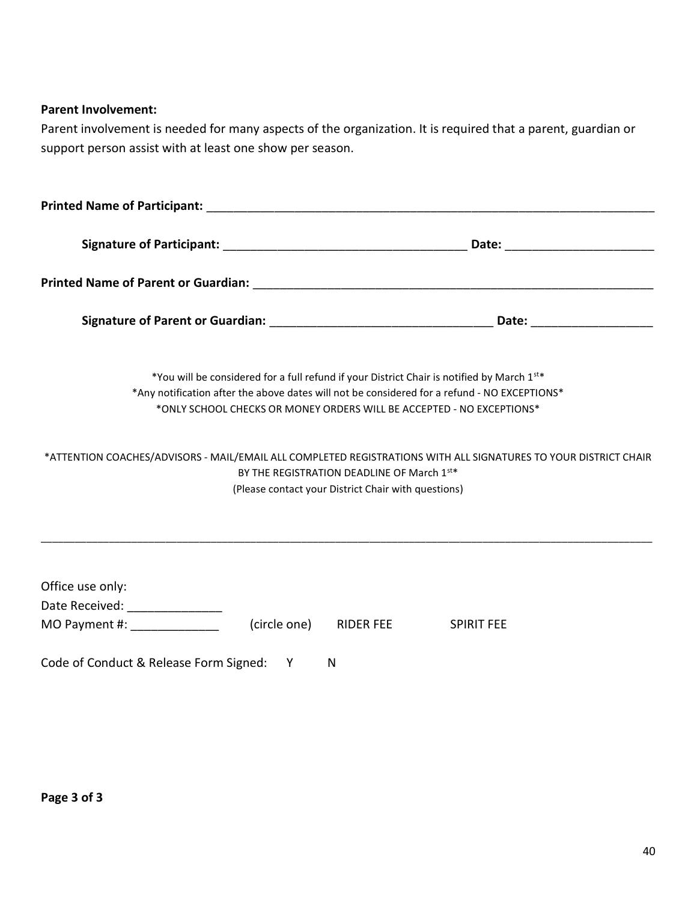**Parent Involvement:**
Parent involvement is needed for many aspects of the organization. It is required that a parent, guardian or support person assist with at least one show per season.

**Printed Name of Participant:** ____________________________________________________________________

**Signature of Participant:** ____________________________________ **Date:** ______________________

**Printed Name of Parent or Guardian:** ______________________________________________________________

**Signature of Parent or Guardian:** ________________________________ **Date:** __________________

*You will be considered for a full refund if your District Chair is notified by March 1st*
*Any notification after the above dates will not be considered for a refund - NO EXCEPTIONS*
*ONLY SCHOOL CHECKS OR MONEY ORDERS WILL BE ACCEPTED - NO EXCEPTIONS*

*ATTENTION COACHES/ADVISORS - MAIL/EMAIL ALL COMPLETED REGISTRATIONS WITH ALL SIGNATURES TO YOUR DISTRICT CHAIR BY THE REGISTRATION DEADLINE OF March 1st*
(Please contact your District Chair with questions)

---

Office use only:
Date Received: ______________
MO Payment #: _____________ (circle one) RIDER FEE SPIRIT FEE

Code of Conduct & Release Form Signed: Y N